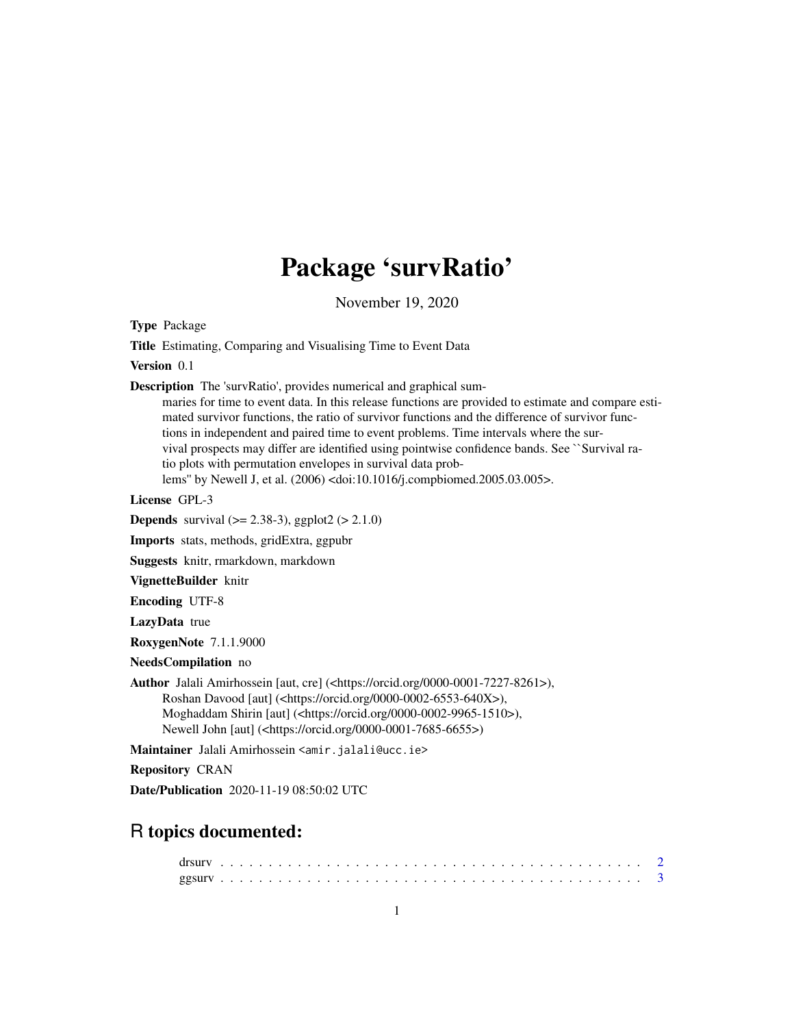# Package 'survRatio'

November 19, 2020

**Type** Package

**Title** Estimating, Comparing and Visualising Time to Event Data

**Version** 0.1

**Description** The 'survRatio', provides numerical and graphical summaries for time to event data. In this release functions are provided to estimate and compare estimated survivor functions, the ratio of survivor functions and the difference of survivor functions in independent and paired time to event problems. Time intervals where the survival prospects may differ are identified using pointwise confidence bands. See ``Survival ratio plots with permutation envelopes in survival data problems'' by Newell J, et al. (2006) <doi:10.1016/j.compbiomed.2005.03.005>.

**License** GPL-3

**Depends** survival (>= 2.38-3), ggplot2 (> 2.1.0)

**Imports** stats, methods, gridExtra, ggpubr

**Suggests** knitr, rmarkdown, markdown

**VignetteBuilder** knitr

**Encoding** UTF-8

**LazyData** true

**RoxygenNote** 7.1.1.9000

**NeedsCompilation** no

**Author** Jalali Amirhossein [aut, cre] (<https://orcid.org/0000-0001-7227-8261>),
Roshan Davood [aut] (<https://orcid.org/0000-0002-6553-640X>),
Moghaddam Shirin [aut] (<https://orcid.org/0000-0002-9965-1510>),
Newell John [aut] (<https://orcid.org/0000-0001-7685-6655>)

**Maintainer** Jalali Amirhossein <amir.jalali@ucc.ie>

**Repository** CRAN

**Date/Publication** 2020-11-19 08:50:02 UTC

## R topics documented:

drsurv . . . . . . . . . . . . . . . . . . . . . . . . . . . . . . . . . . . . . . . . . 2
ggsurv . . . . . . . . . . . . . . . . . . . . . . . . . . . . . . . . . . . . . . . . . 3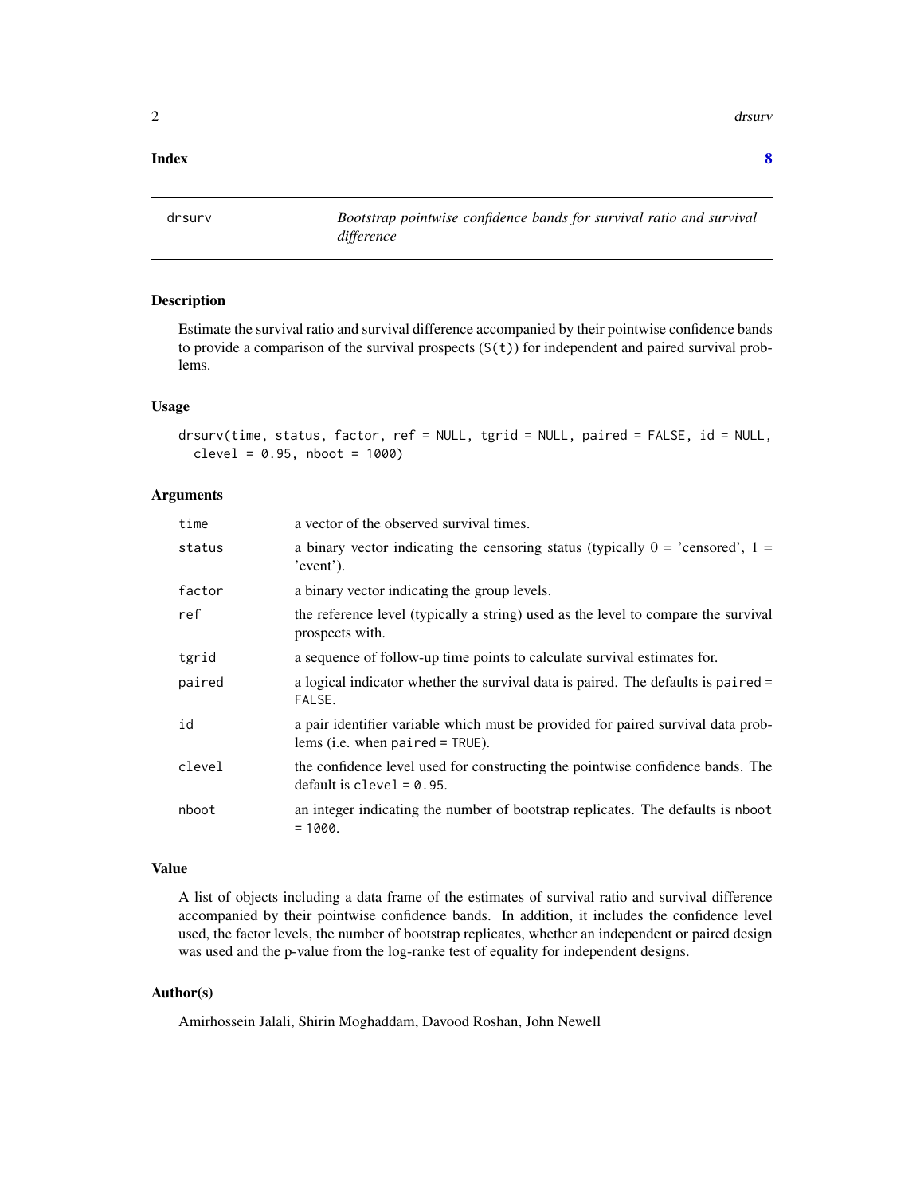**Index** **8**

---

`drsurv` *Bootstrap pointwise confidence bands for survival ratio and survival difference*

---

## Description

Estimate the survival ratio and survival difference accompanied by their pointwise confidence bands to provide a comparison of the survival prospects (`S(t)`) for independent and paired survival problems.

## Usage

```
drsurv(time, status, factor, ref = NULL, tgrid = NULL, paired = FALSE, id = NULL,
  clevel = 0.95, nboot = 1000)
```

## Arguments

| | |
|---|---|
| `time` | a vector of the observed survival times. |
| `status` | a binary vector indicating the censoring status (typically 0 = 'censored', 1 = 'event'). |
| `factor` | a binary vector indicating the group levels. |
| `ref` | the reference level (typically a string) used as the level to compare the survival prospects with. |
| `tgrid` | a sequence of follow-up time points to calculate survival estimates for. |
| `paired` | a logical indicator whether the survival data is paired. The defaults is `paired = FALSE`. |
| `id` | a pair identifier variable which must be provided for paired survival data problems (i.e. when `paired = TRUE`). |
| `clevel` | the confidence level used for constructing the pointwise confidence bands. The default is `clevel = 0.95`. |
| `nboot` | an integer indicating the number of bootstrap replicates. The defaults is `nboot = 1000`. |

## Value

A list of objects including a data frame of the estimates of survival ratio and survival difference accompanied by their pointwise confidence bands. In addition, it includes the confidence level used, the factor levels, the number of bootstrap replicates, whether an independent or paired design was used and the p-value from the log-ranke test of equality for independent designs.

## Author(s)

Amirhossein Jalali, Shirin Moghaddam, Davood Roshan, John Newell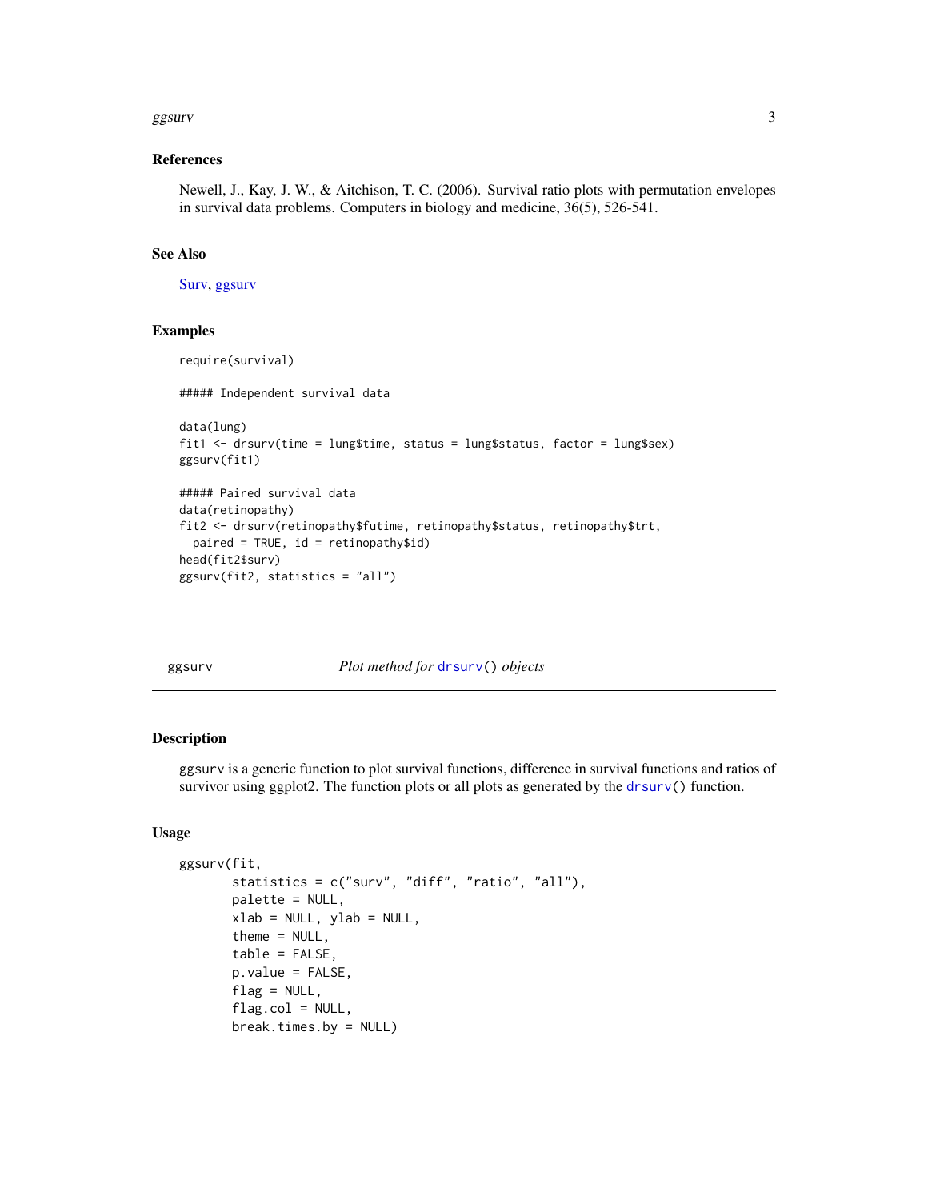### References

Newell, J., Kay, J. W., & Aitchison, T. C. (2006). Survival ratio plots with permutation envelopes in survival data problems. Computers in biology and medicine, 36(5), 526-541.

### See Also

Surv, ggsurv

### Examples

```
require(survival)

##### Independent survival data

data(lung)
fit1 <- drsurv(time = lung$time, status = lung$status, factor = lung$sex)
ggsurv(fit1)

##### Paired survival data
data(retinopathy)
fit2 <- drsurv(retinopathy$futime, retinopathy$status, retinopathy$trt,
  paired = TRUE, id = retinopathy$id)
head(fit2$surv)
ggsurv(fit2, statistics = "all")
```

---

## ggsurv — *Plot method for* `drsurv()` *objects*

### Description

ggsurv is a generic function to plot survival functions, difference in survival functions and ratios of survivor using ggplot2. The function plots or all plots as generated by the `drsurv()` function.

### Usage

```
ggsurv(fit,
       statistics = c("surv", "diff", "ratio", "all"),
       palette = NULL,
       xlab = NULL, ylab = NULL,
       theme = NULL,
       table = FALSE,
       p.value = FALSE,
       flag = NULL,
       flag.col = NULL,
       break.times.by = NULL)
```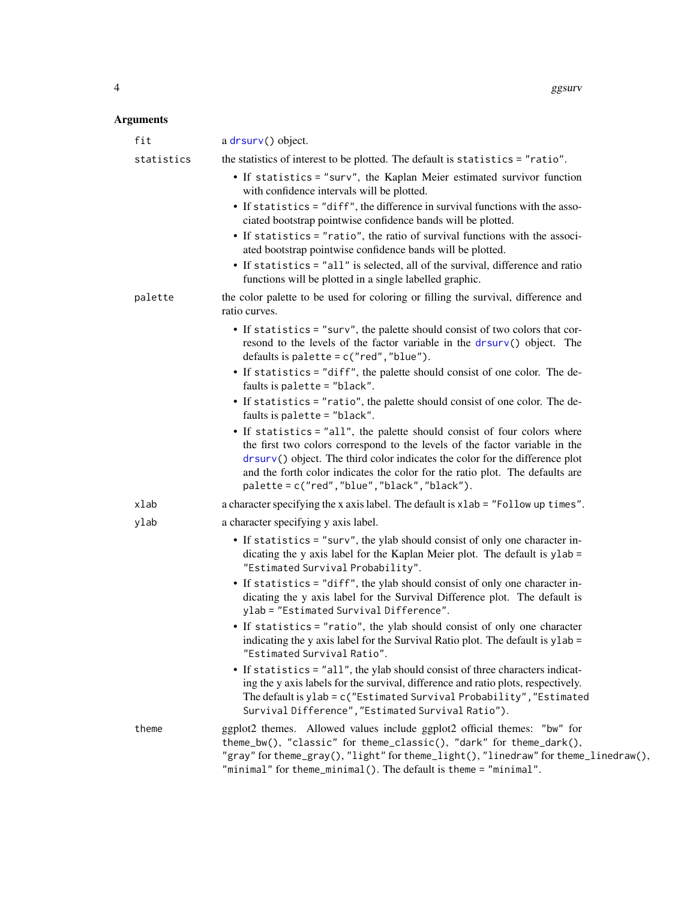## Arguments

`fit` — a `drsurv()` object.

`statistics` — the statistics of interest to be plotted. The default is `statistics = "ratio"`.

- If `statistics = "surv"`, the Kaplan Meier estimated survivor function with confidence intervals will be plotted.
- If `statistics = "diff"`, the difference in survival functions with the associated bootstrap pointwise confidence bands will be plotted.
- If `statistics = "ratio"`, the ratio of survival functions with the associated bootstrap pointwise confidence bands will be plotted.
- If `statistics = "all"` is selected, all of the survival, difference and ratio functions will be plotted in a single labelled graphic.

`palette` — the color palette to be used for coloring or filling the survival, difference and ratio curves.

- If `statistics = "surv"`, the palette should consist of two colors that corresond to the levels of the factor variable in the `drsurv()` object. The defaults is `palette = c("red","blue")`.
- If `statistics = "diff"`, the palette should consist of one color. The defaults is `palette = "black"`.
- If `statistics = "ratio"`, the palette should consist of one color. The defaults is `palette = "black"`.
- If `statistics = "all"`, the palette should consist of four colors where the first two colors correspond to the levels of the factor variable in the `drsurv()` object. The third color indicates the color for the difference plot and the forth color indicates the color for the ratio plot. The defaults are `palette = c("red","blue","black","black")`.

`xlab` — a character specifying the x axis label. The default is `xlab = "Follow up times"`.

`ylab` — a character specifying y axis label.

- If `statistics = "surv"`, the ylab should consist of only one character indicating the y axis label for the Kaplan Meier plot. The default is `ylab = "Estimated Survival Probability"`.
- If `statistics = "diff"`, the ylab should consist of only one character indicating the y axis label for the Survival Difference plot. The default is `ylab = "Estimated Survival Difference"`.
- If `statistics = "ratio"`, the ylab should consist of only one character indicating the y axis label for the Survival Ratio plot. The default is `ylab = "Estimated Survival Ratio"`.
- If `statistics = "all"`, the ylab should consist of three characters indicating the y axis labels for the survival, difference and ratio plots, respectively. The default is `ylab = c("Estimated Survival Probability","Estimated Survival Difference","Estimated Survival Ratio")`.

`theme` — ggplot2 themes. Allowed values include ggplot2 official themes: `"bw"` for `theme_bw()`, `"classic"` for `theme_classic()`, `"dark"` for `theme_dark()`, `"gray"` for `theme_gray()`, `"light"` for `theme_light()`, `"linedraw"` for `theme_linedraw()`, `"minimal"` for `theme_minimal()`. The default is `theme = "minimal"`.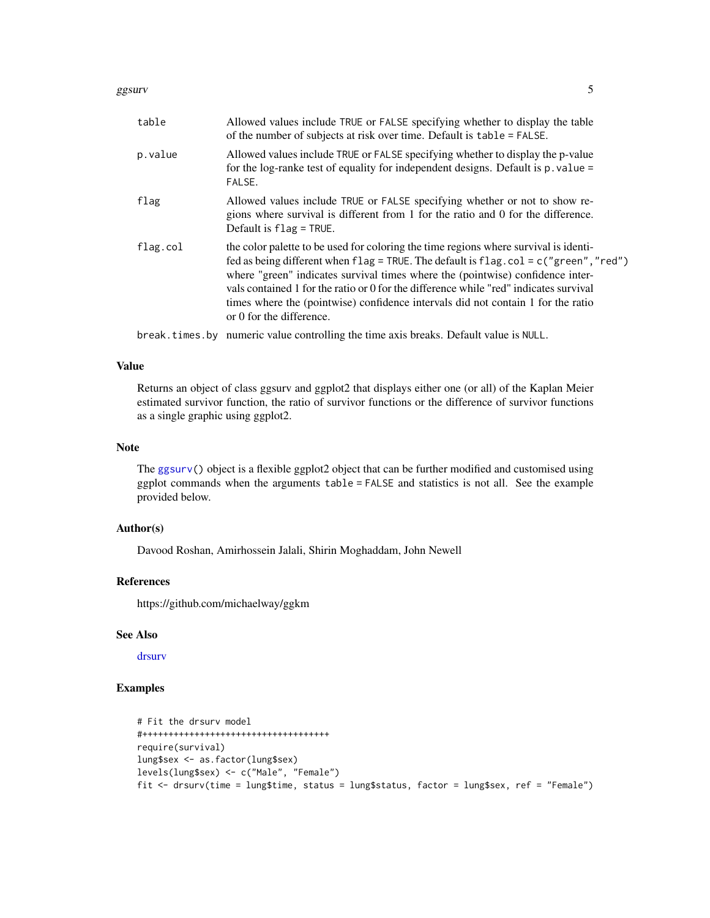| | |
|---|---|
| table | Allowed values include TRUE or FALSE specifying whether to display the table of the number of subjects at risk over time. Default is table = FALSE. |
| p.value | Allowed values include TRUE or FALSE specifying whether to display the p-value for the log-ranke test of equality for independent designs. Default is p.value = FALSE. |
| flag | Allowed values include TRUE or FALSE specifying whether or not to show regions where survival is different from 1 for the ratio and 0 for the difference. Default is flag = TRUE. |
| flag.col | the color palette to be used for coloring the time regions where survival is identifed as being different when flag = TRUE. The default is flag.col = c("green","red") where "green" indicates survival times where the (pointwise) confidence intervals contained 1 for the ratio or 0 for the difference while "red" indicates survival times where the (pointwise) confidence intervals did not contain 1 for the ratio or 0 for the difference. |
| break.times.by | numeric value controlling the time axis breaks. Default value is NULL. |

## Value

Returns an object of class ggsurv and ggplot2 that displays either one (or all) of the Kaplan Meier estimated survivor function, the ratio of survivor functions or the difference of survivor functions as a single graphic using ggplot2.

## Note

The ggsurv() object is a flexible ggplot2 object that can be further modified and customised using ggplot commands when the arguments table = FALSE and statistics is not all. See the example provided below.

## Author(s)

Davood Roshan, Amirhossein Jalali, Shirin Moghaddam, John Newell

## References

https://github.com/michaelway/ggkm

## See Also

drsurv

## Examples

```
# Fit the drsurv model
#++++++++++++++++++++++++++++++++++++
require(survival)
lung$sex <- as.factor(lung$sex)
levels(lung$sex) <- c("Male", "Female")
fit <- drsurv(time = lung$time, status = lung$status, factor = lung$sex, ref = "Female")
```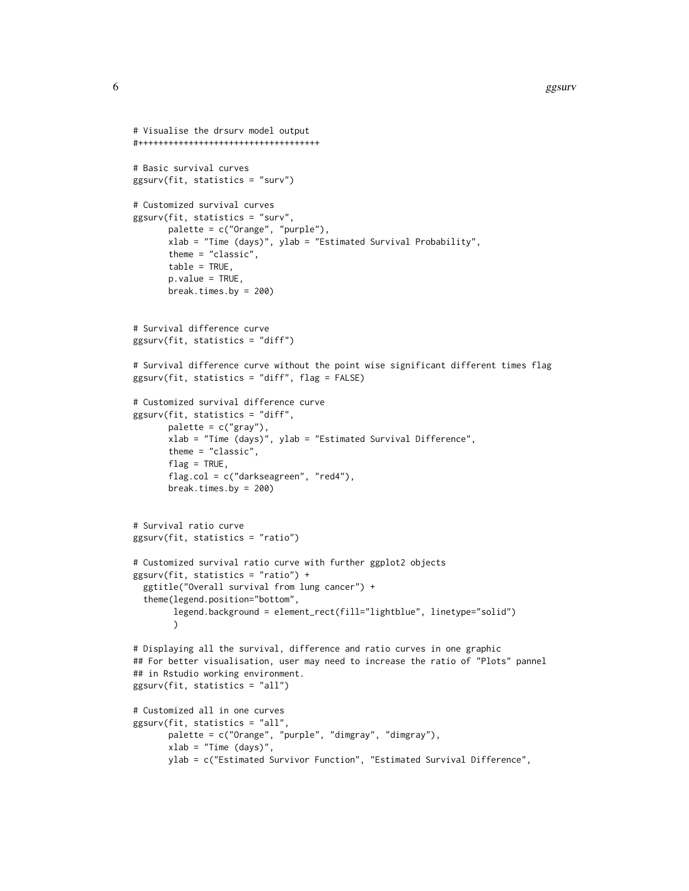```
# Visualise the drsurv model output
#+++++++++++++++++++++++++++++++++++++

# Basic survival curves
ggsurv(fit, statistics = "surv")

# Customized survival curves
ggsurv(fit, statistics = "surv",
       palette = c("Orange", "purple"),
       xlab = "Time (days)", ylab = "Estimated Survival Probability",
       theme = "classic",
       table = TRUE,
       p.value = TRUE,
       break.times.by = 200)


# Survival difference curve
ggsurv(fit, statistics = "diff")

# Survival difference curve without the point wise significant different times flag
ggsurv(fit, statistics = "diff", flag = FALSE)

# Customized survival difference curve
ggsurv(fit, statistics = "diff",
       palette = c("gray"),
       xlab = "Time (days)", ylab = "Estimated Survival Difference",
       theme = "classic",
       flag = TRUE,
       flag.col = c("darkseagreen", "red4"),
       break.times.by = 200)


# Survival ratio curve
ggsurv(fit, statistics = "ratio")

# Customized survival ratio curve with further ggplot2 objects
ggsurv(fit, statistics = "ratio") +
  ggtitle("Overall survival from lung cancer") +
  theme(legend.position="bottom",
        legend.background = element_rect(fill="lightblue", linetype="solid")
        )

# Displaying all the survival, difference and ratio curves in one graphic
## For better visualisation, user may need to increase the ratio of "Plots" pannel
## in Rstudio working environment.
ggsurv(fit, statistics = "all")

# Customized all in one curves
ggsurv(fit, statistics = "all",
       palette = c("Orange", "purple", "dimgray", "dimgray"),
       xlab = "Time (days)",
       ylab = c("Estimated Survivor Function", "Estimated Survival Difference",
```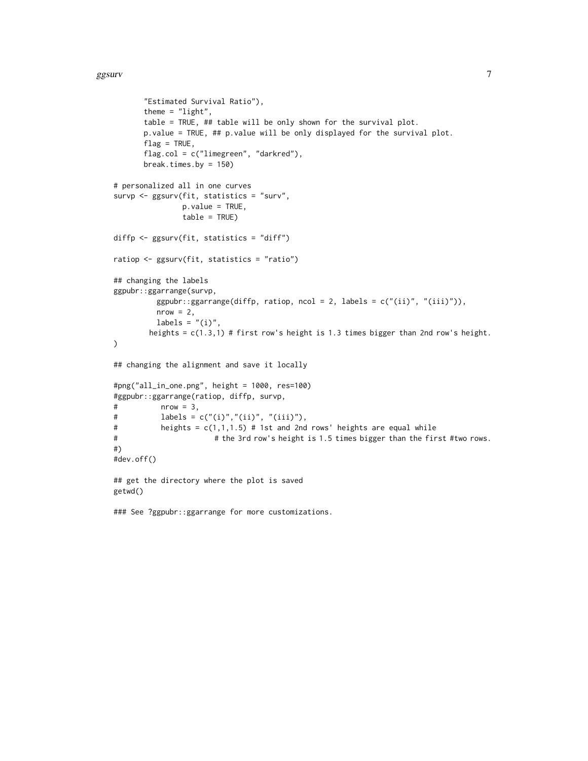```
        "Estimated Survival Ratio"),
        theme = "light",
        table = TRUE, ## table will be only shown for the survival plot.
        p.value = TRUE, ## p.value will be only displayed for the survival plot.
        flag = TRUE,
        flag.col = c("limegreen", "darkred"),
        break.times.by = 150)

# personalized all in one curves
survp <- ggsurv(fit, statistics = "surv",
                p.value = TRUE,
                table = TRUE)

diffp <- ggsurv(fit, statistics = "diff")

ratiop <- ggsurv(fit, statistics = "ratio")

## changing the labels
ggpubr::ggarrange(survp,
          ggpubr::ggarrange(diffp, ratiop, ncol = 2, labels = c("(ii)", "(iii)")),
          nrow = 2,
          labels = "(i)",
        heights = c(1.3,1) # first row's height is 1.3 times bigger than 2nd row's height.
)

## changing the alignment and save it locally

#png("all_in_one.png", height = 1000, res=100)
#ggpubr::ggarrange(ratiop, diffp, survp,
#          nrow = 3,
#          labels = c("(i)","(ii)", "(iii)"),
#          heights = c(1,1,1.5) # 1st and 2nd rows' heights are equal while
#                       # the 3rd row's height is 1.5 times bigger than the first #two rows.
#)
#dev.off()

## get the directory where the plot is saved
getwd()

### See ?ggpubr::ggarrange for more customizations.
```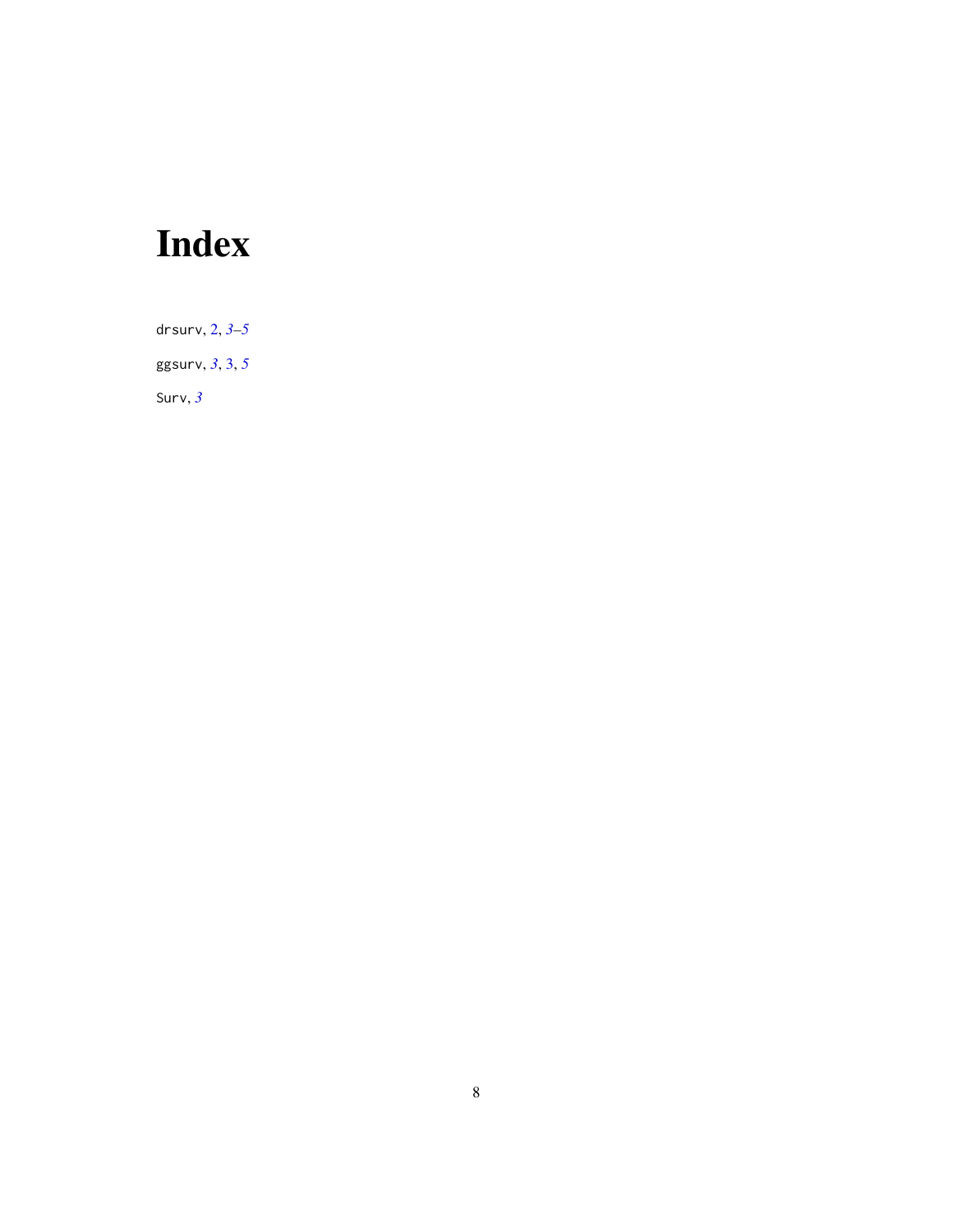# Index

drsurv, 2, *3–5*

ggsurv, *3*, 3, *5*

Surv, *3*